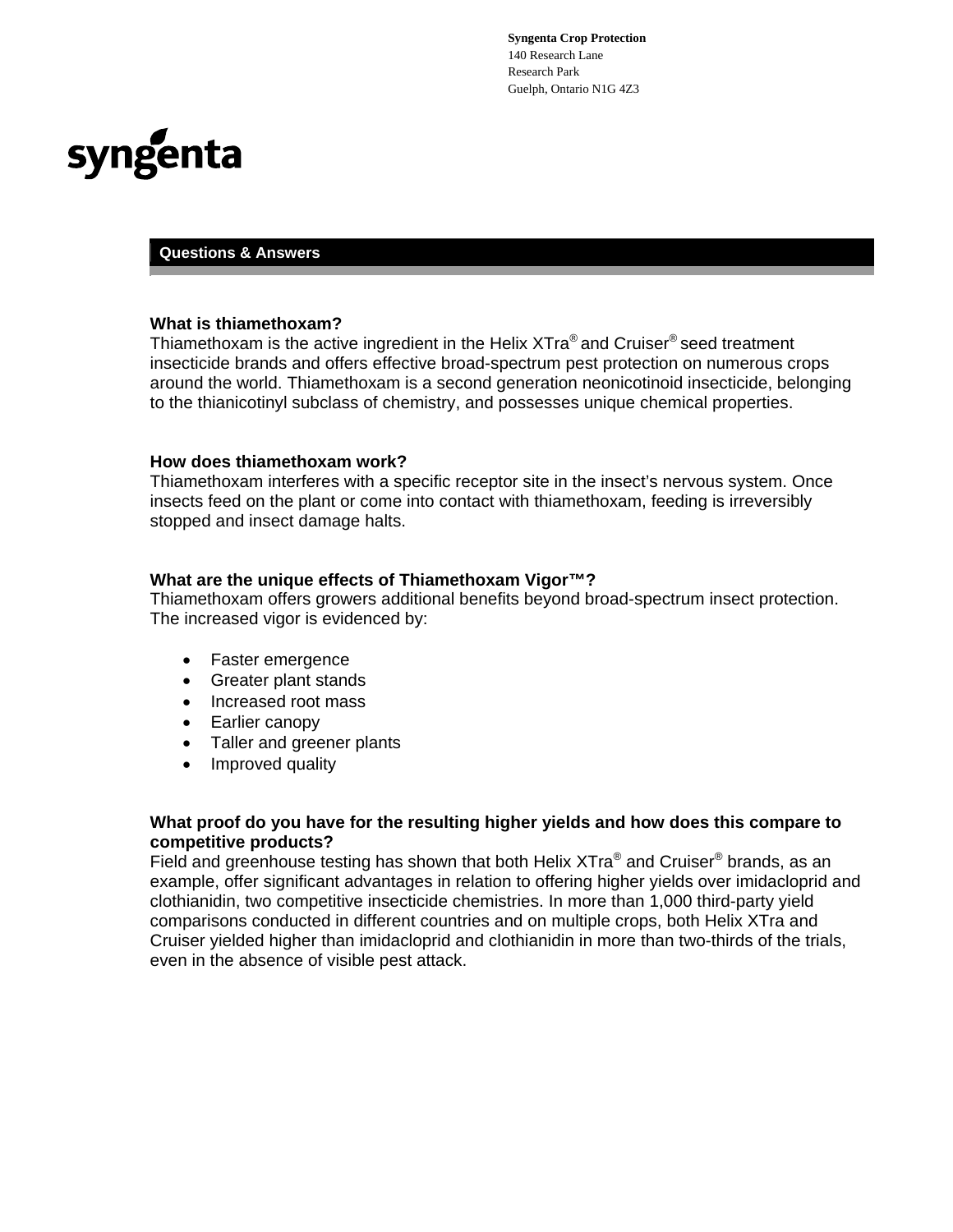**Syngenta Crop Protection**
140 Research Lane
Research Park
Guelph, Ontario N1G 4Z3

syngenta

## Questions & Answers

### What is thiamethoxam?

Thiamethoxam is the active ingredient in the Helix XTra® and Cruiser® seed treatment insecticide brands and offers effective broad-spectrum pest protection on numerous crops around the world. Thiamethoxam is a second generation neonicotinoid insecticide, belonging to the thianicotinyl subclass of chemistry, and possesses unique chemical properties.

### How does thiamethoxam work?

Thiamethoxam interferes with a specific receptor site in the insect's nervous system. Once insects feed on the plant or come into contact with thiamethoxam, feeding is irreversibly stopped and insect damage halts.

### What are the unique effects of Thiamethoxam Vigor™?

Thiamethoxam offers growers additional benefits beyond broad-spectrum insect protection. The increased vigor is evidenced by:

- Faster emergence
- Greater plant stands
- Increased root mass
- Earlier canopy
- Taller and greener plants
- Improved quality

### What proof do you have for the resulting higher yields and how does this compare to competitive products?

Field and greenhouse testing has shown that both Helix XTra® and Cruiser® brands, as an example, offer significant advantages in relation to offering higher yields over imidacloprid and clothianidin, two competitive insecticide chemistries. In more than 1,000 third-party yield comparisons conducted in different countries and on multiple crops, both Helix XTra and Cruiser yielded higher than imidacloprid and clothianidin in more than two-thirds of the trials, even in the absence of visible pest attack.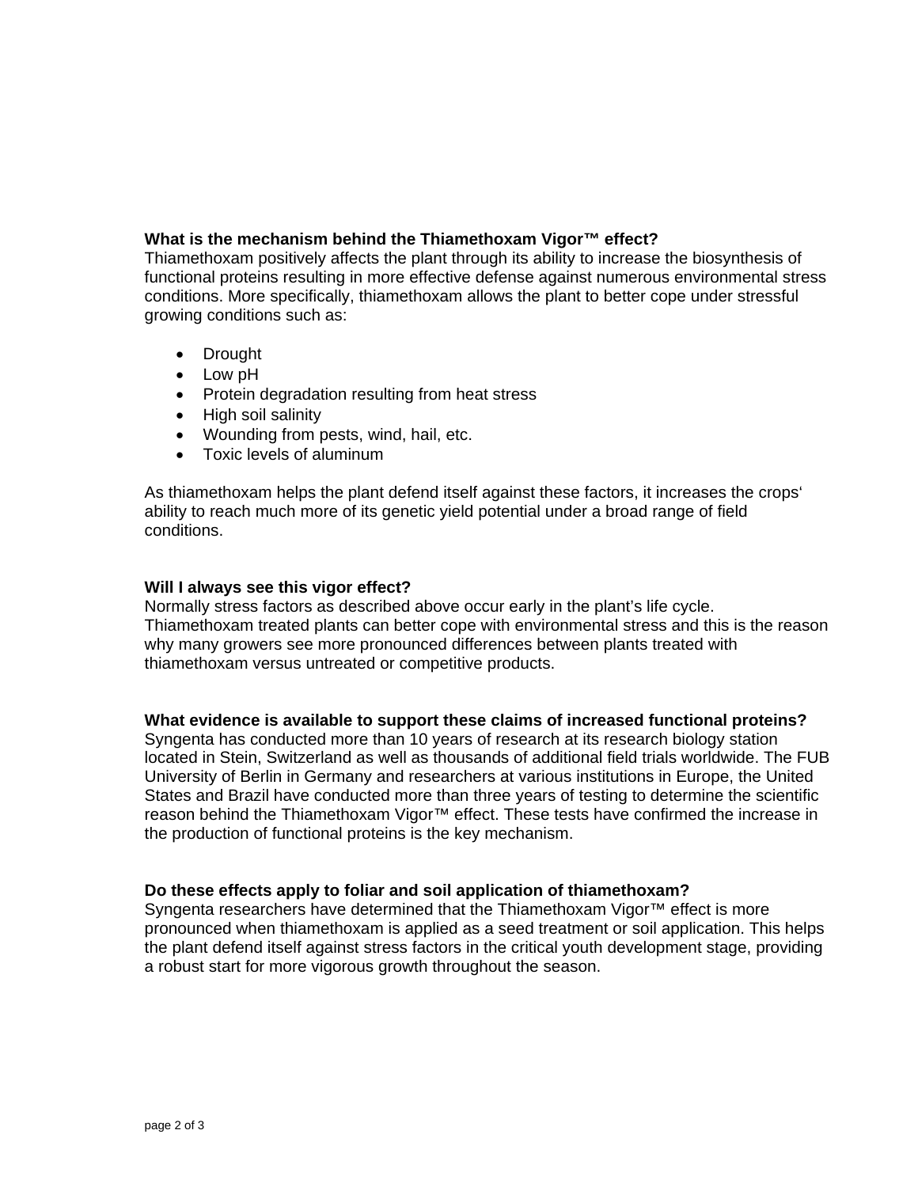**What is the mechanism behind the Thiamethoxam Vigor™ effect?**
Thiamethoxam positively affects the plant through its ability to increase the biosynthesis of functional proteins resulting in more effective defense against numerous environmental stress conditions. More specifically, thiamethoxam allows the plant to better cope under stressful growing conditions such as:

- Drought
- Low pH
- Protein degradation resulting from heat stress
- High soil salinity
- Wounding from pests, wind, hail, etc.
- Toxic levels of aluminum

As thiamethoxam helps the plant defend itself against these factors, it increases the crops' ability to reach much more of its genetic yield potential under a broad range of field conditions.

**Will I always see this vigor effect?**
Normally stress factors as described above occur early in the plant's life cycle. Thiamethoxam treated plants can better cope with environmental stress and this is the reason why many growers see more pronounced differences between plants treated with thiamethoxam versus untreated or competitive products.

**What evidence is available to support these claims of increased functional proteins?**
Syngenta has conducted more than 10 years of research at its research biology station located in Stein, Switzerland as well as thousands of additional field trials worldwide. The FUB University of Berlin in Germany and researchers at various institutions in Europe, the United States and Brazil have conducted more than three years of testing to determine the scientific reason behind the Thiamethoxam Vigor™ effect. These tests have confirmed the increase in the production of functional proteins is the key mechanism.

**Do these effects apply to foliar and soil application of thiamethoxam?**
Syngenta researchers have determined that the Thiamethoxam Vigor™ effect is more pronounced when thiamethoxam is applied as a seed treatment or soil application. This helps the plant defend itself against stress factors in the critical youth development stage, providing a robust start for more vigorous growth throughout the season.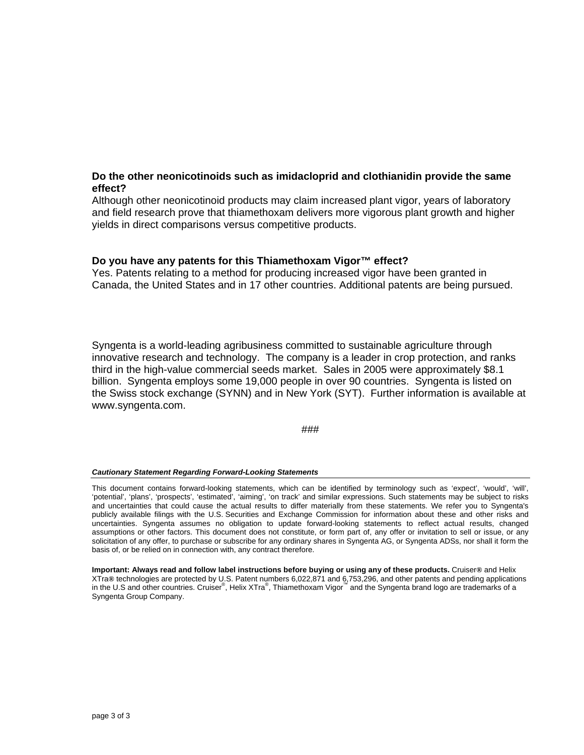**Do the other neonicotinoids such as imidacloprid and clothianidin provide the same effect?**

Although other neonicotinoid products may claim increased plant vigor, years of laboratory and field research prove that thiamethoxam delivers more vigorous plant growth and higher yields in direct comparisons versus competitive products.

**Do you have any patents for this Thiamethoxam Vigor™ effect?**

Yes. Patents relating to a method for producing increased vigor have been granted in Canada, the United States and in 17 other countries. Additional patents are being pursued.

Syngenta is a world-leading agribusiness committed to sustainable agriculture through innovative research and technology. The company is a leader in crop protection, and ranks third in the high-value commercial seeds market. Sales in 2005 were approximately $8.1 billion. Syngenta employs some 19,000 people in over 90 countries. Syngenta is listed on the Swiss stock exchange (SYNN) and in New York (SYT). Further information is available at www.syngenta.com.

###

***Cautionary Statement Regarding Forward-Looking Statements***

This document contains forward-looking statements, which can be identified by terminology such as 'expect', 'would', 'will', 'potential', 'plans', 'prospects', 'estimated', 'aiming', 'on track' and similar expressions. Such statements may be subject to risks and uncertainties that could cause the actual results to differ materially from these statements. We refer you to Syngenta's publicly available filings with the U.S. Securities and Exchange Commission for information about these and other risks and uncertainties. Syngenta assumes no obligation to update forward-looking statements to reflect actual results, changed assumptions or other factors. This document does not constitute, or form part of, any offer or invitation to sell or issue, or any solicitation of any offer, to purchase or subscribe for any ordinary shares in Syngenta AG, or Syngenta ADSs, nor shall it form the basis of, or be relied on in connection with, any contract therefore.

**Important: Always read and follow label instructions before buying or using any of these products.** Cruiser® and Helix XTra® technologies are protected by U.S. Patent numbers 6,022,871 and 6,753,296, and other patents and pending applications in the U.S and other countries. Cruiser®, Helix XTra®, Thiamethoxam Vigor™ and the Syngenta brand logo are trademarks of a Syngenta Group Company.